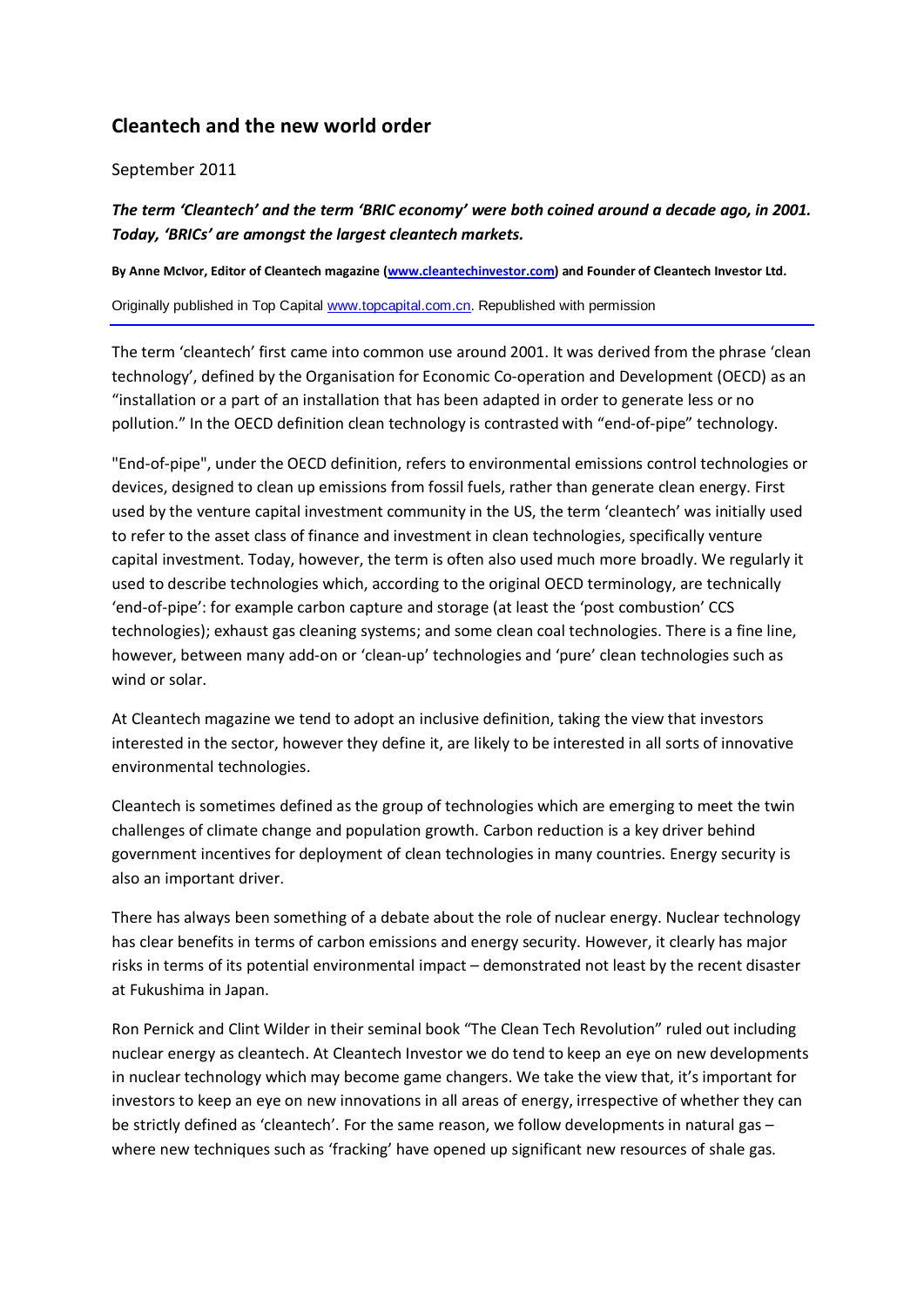# Cleantech and the new world order

September 2011

***The term 'Cleantech' and the term 'BRIC economy' were both coined around a decade ago, in 2001. Today, 'BRICs' are amongst the largest cleantech markets.***

**By Anne McIvor, Editor of Cleantech magazine (www.cleantechinvestor.com) and Founder of Cleantech Investor Ltd.**

Originally published in Top Capital www.topcapital.com.cn. Republished with permission

---

The term 'cleantech' first came into common use around 2001. It was derived from the phrase 'clean technology', defined by the Organisation for Economic Co-operation and Development (OECD) as an "installation or a part of an installation that has been adapted in order to generate less or no pollution." In the OECD definition clean technology is contrasted with "end-of-pipe" technology.

"End-of-pipe", under the OECD definition, refers to environmental emissions control technologies or devices, designed to clean up emissions from fossil fuels, rather than generate clean energy. First used by the venture capital investment community in the US, the term 'cleantech' was initially used to refer to the asset class of finance and investment in clean technologies, specifically venture capital investment. Today, however, the term is often also used much more broadly. We regularly it used to describe technologies which, according to the original OECD terminology, are technically 'end-of-pipe': for example carbon capture and storage (at least the 'post combustion' CCS technologies); exhaust gas cleaning systems; and some clean coal technologies. There is a fine line, however, between many add-on or 'clean-up' technologies and 'pure' clean technologies such as wind or solar.

At Cleantech magazine we tend to adopt an inclusive definition, taking the view that investors interested in the sector, however they define it, are likely to be interested in all sorts of innovative environmental technologies.

Cleantech is sometimes defined as the group of technologies which are emerging to meet the twin challenges of climate change and population growth. Carbon reduction is a key driver behind government incentives for deployment of clean technologies in many countries. Energy security is also an important driver.

There has always been something of a debate about the role of nuclear energy. Nuclear technology has clear benefits in terms of carbon emissions and energy security. However, it clearly has major risks in terms of its potential environmental impact – demonstrated not least by the recent disaster at Fukushima in Japan.

Ron Pernick and Clint Wilder in their seminal book "The Clean Tech Revolution" ruled out including nuclear energy as cleantech. At Cleantech Investor we do tend to keep an eye on new developments in nuclear technology which may become game changers. We take the view that, it's important for investors to keep an eye on new innovations in all areas of energy, irrespective of whether they can be strictly defined as 'cleantech'. For the same reason, we follow developments in natural gas – where new techniques such as 'fracking' have opened up significant new resources of shale gas.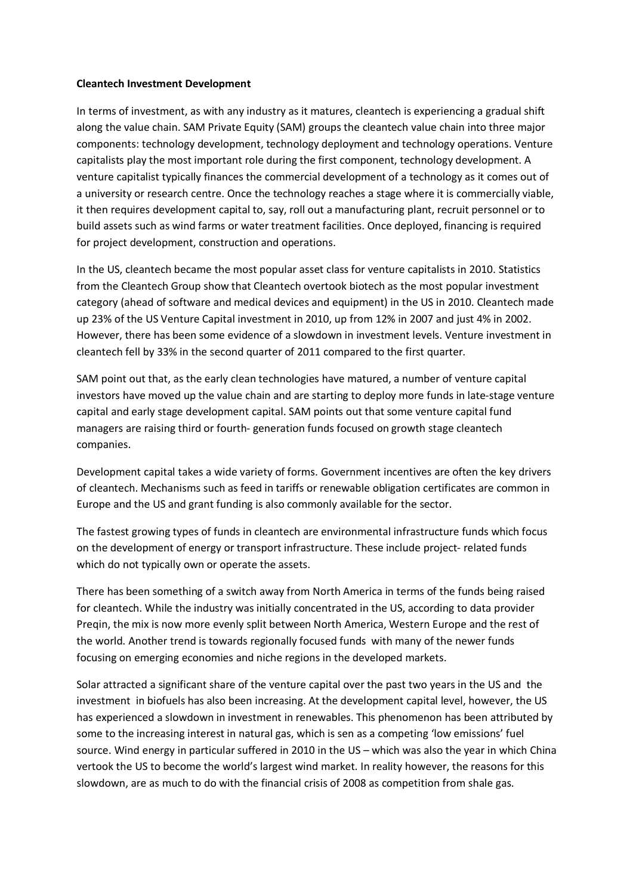**Cleantech Investment Development**

In terms of investment, as with any industry as it matures, cleantech is experiencing a gradual shift along the value chain. SAM Private Equity (SAM) groups the cleantech value chain into three major components: technology development, technology deployment and technology operations. Venture capitalists play the most important role during the first component, technology development. A venture capitalist typically finances the commercial development of a technology as it comes out of a university or research centre. Once the technology reaches a stage where it is commercially viable, it then requires development capital to, say, roll out a manufacturing plant, recruit personnel or to build assets such as wind farms or water treatment facilities. Once deployed, financing is required for project development, construction and operations.

In the US, cleantech became the most popular asset class for venture capitalists in 2010. Statistics from the Cleantech Group show that Cleantech overtook biotech as the most popular investment category (ahead of software and medical devices and equipment) in the US in 2010. Cleantech made up 23% of the US Venture Capital investment in 2010, up from 12% in 2007 and just 4% in 2002. However, there has been some evidence of a slowdown in investment levels. Venture investment in cleantech fell by 33% in the second quarter of 2011 compared to the first quarter.

SAM point out that, as the early clean technologies have matured, a number of venture capital investors have moved up the value chain and are starting to deploy more funds in late-stage venture capital and early stage development capital. SAM points out that some venture capital fund managers are raising third or fourth- generation funds focused on growth stage cleantech companies.

Development capital takes a wide variety of forms. Government incentives are often the key drivers of cleantech. Mechanisms such as feed in tariffs or renewable obligation certificates are common in Europe and the US and grant funding is also commonly available for the sector.

The fastest growing types of funds in cleantech are environmental infrastructure funds which focus on the development of energy or transport infrastructure. These include project- related funds which do not typically own or operate the assets.

There has been something of a switch away from North America in terms of the funds being raised for cleantech. While the industry was initially concentrated in the US, according to data provider Preqin, the mix is now more evenly split between North America, Western Europe and the rest of the world. Another trend is towards regionally focused funds with many of the newer funds focusing on emerging economies and niche regions in the developed markets.

Solar attracted a significant share of the venture capital over the past two years in the US and the investment in biofuels has also been increasing. At the development capital level, however, the US has experienced a slowdown in investment in renewables. This phenomenon has been attributed by some to the increasing interest in natural gas, which is sen as a competing 'low emissions' fuel source. Wind energy in particular suffered in 2010 in the US – which was also the year in which China vertook the US to become the world's largest wind market. In reality however, the reasons for this slowdown, are as much to do with the financial crisis of 2008 as competition from shale gas.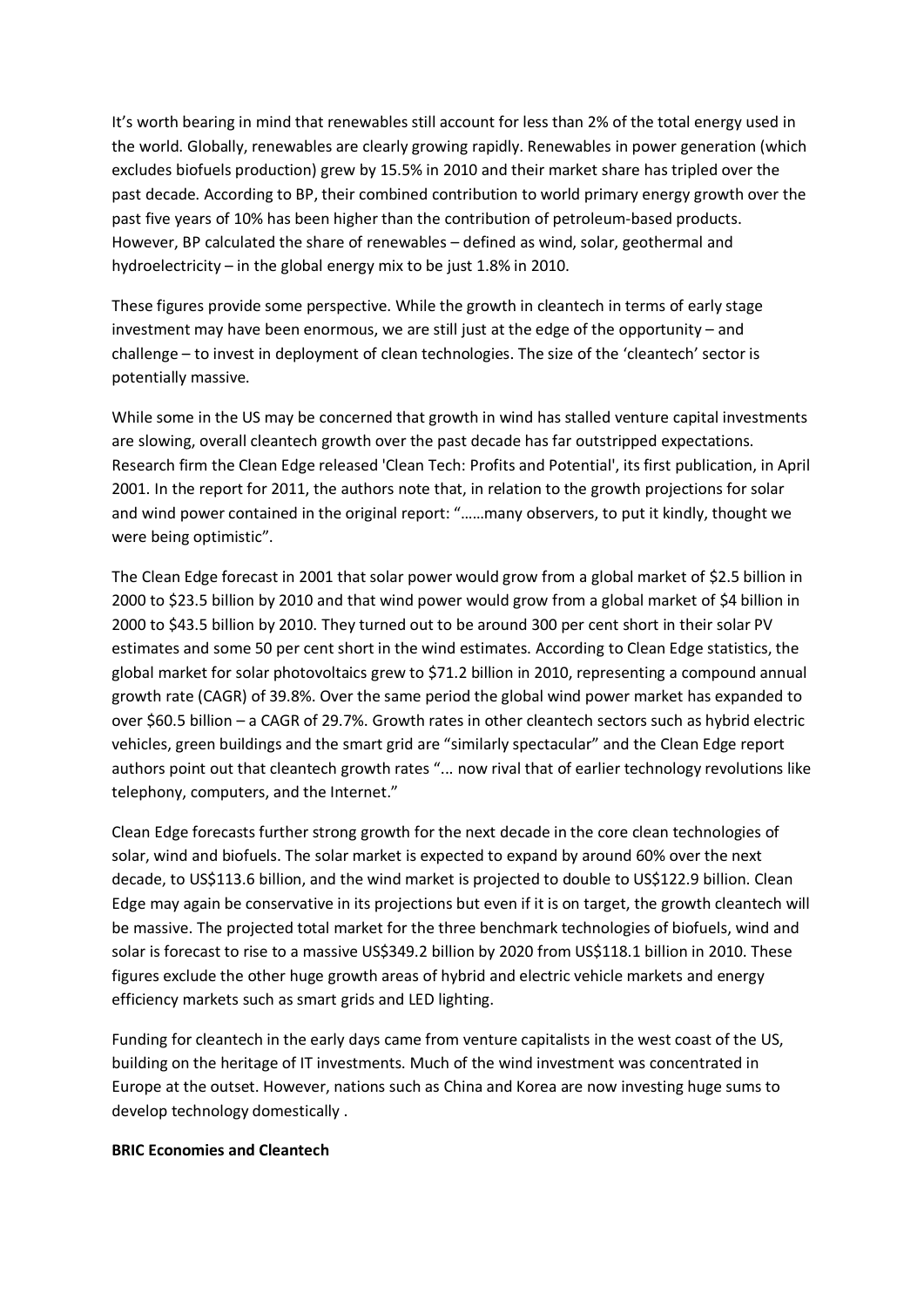It's worth bearing in mind that renewables still account for less than 2% of the total energy used in the world. Globally, renewables are clearly growing rapidly. Renewables in power generation (which excludes biofuels production) grew by 15.5% in 2010 and their market share has tripled over the past decade. According to BP, their combined contribution to world primary energy growth over the past five years of 10% has been higher than the contribution of petroleum-based products. However, BP calculated the share of renewables – defined as wind, solar, geothermal and hydroelectricity – in the global energy mix to be just 1.8% in 2010.

These figures provide some perspective. While the growth in cleantech in terms of early stage investment may have been enormous, we are still just at the edge of the opportunity – and challenge – to invest in deployment of clean technologies. The size of the 'cleantech' sector is potentially massive.

While some in the US may be concerned that growth in wind has stalled venture capital investments are slowing, overall cleantech growth over the past decade has far outstripped expectations. Research firm the Clean Edge released 'Clean Tech: Profits and Potential', its first publication, in April 2001. In the report for 2011, the authors note that, in relation to the growth projections for solar and wind power contained in the original report: "……many observers, to put it kindly, thought we were being optimistic".

The Clean Edge forecast in 2001 that solar power would grow from a global market of $2.5 billion in 2000 to $23.5 billion by 2010 and that wind power would grow from a global market of $4 billion in 2000 to $43.5 billion by 2010. They turned out to be around 300 per cent short in their solar PV estimates and some 50 per cent short in the wind estimates. According to Clean Edge statistics, the global market for solar photovoltaics grew to $71.2 billion in 2010, representing a compound annual growth rate (CAGR) of 39.8%. Over the same period the global wind power market has expanded to over $60.5 billion – a CAGR of 29.7%. Growth rates in other cleantech sectors such as hybrid electric vehicles, green buildings and the smart grid are "similarly spectacular" and the Clean Edge report authors point out that cleantech growth rates "... now rival that of earlier technology revolutions like telephony, computers, and the Internet."

Clean Edge forecasts further strong growth for the next decade in the core clean technologies of solar, wind and biofuels. The solar market is expected to expand by around 60% over the next decade, to US$113.6 billion, and the wind market is projected to double to US$122.9 billion. Clean Edge may again be conservative in its projections but even if it is on target, the growth cleantech will be massive. The projected total market for the three benchmark technologies of biofuels, wind and solar is forecast to rise to a massive US$349.2 billion by 2020 from US$118.1 billion in 2010. These figures exclude the other huge growth areas of hybrid and electric vehicle markets and energy efficiency markets such as smart grids and LED lighting.

Funding for cleantech in the early days came from venture capitalists in the west coast of the US, building on the heritage of IT investments. Much of the wind investment was concentrated in Europe at the outset. However, nations such as China and Korea are now investing huge sums to develop technology domestically .

**BRIC Economies and Cleantech**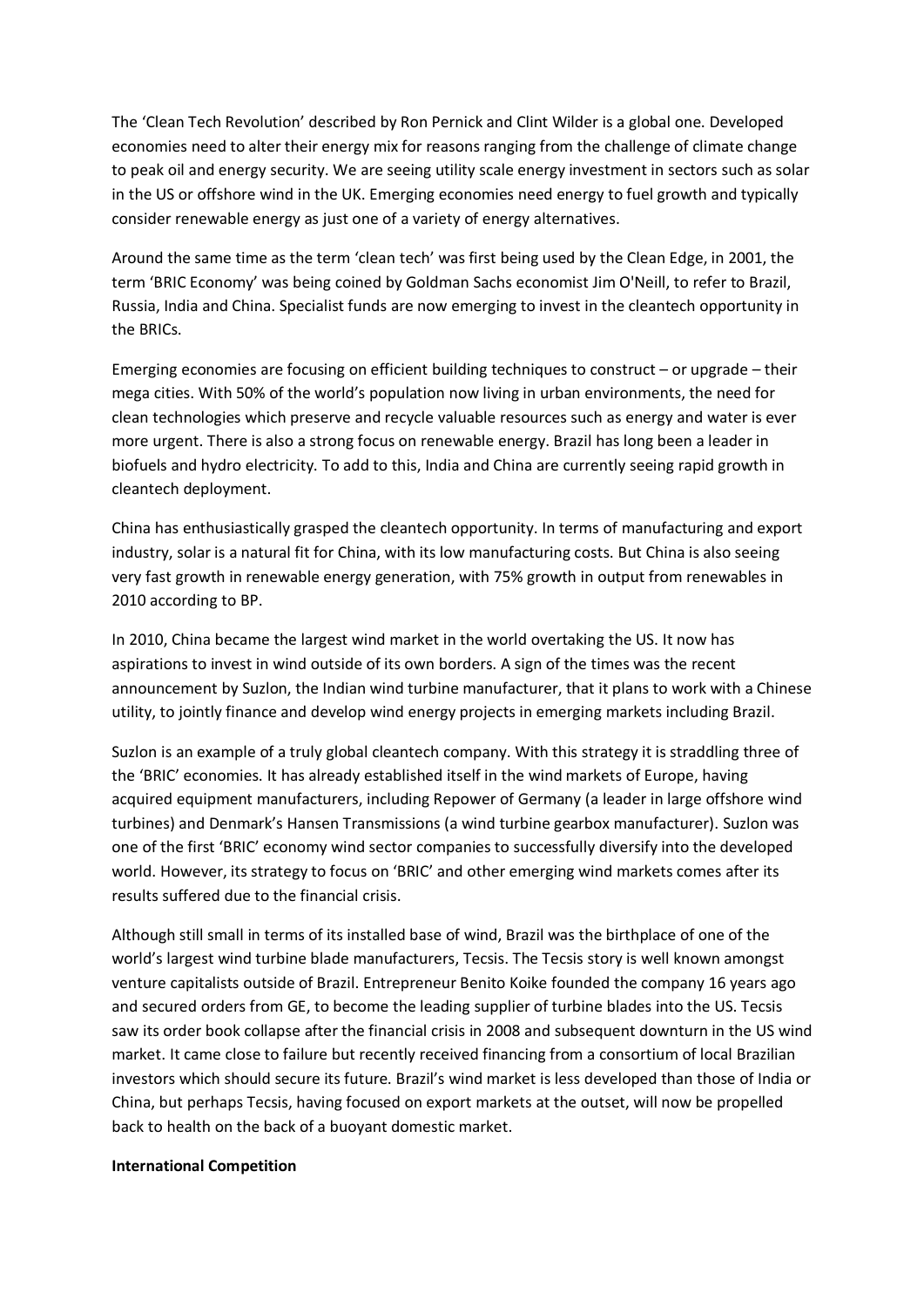The 'Clean Tech Revolution' described by Ron Pernick and Clint Wilder is a global one. Developed economies need to alter their energy mix for reasons ranging from the challenge of climate change to peak oil and energy security. We are seeing utility scale energy investment in sectors such as solar in the US or offshore wind in the UK. Emerging economies need energy to fuel growth and typically consider renewable energy as just one of a variety of energy alternatives.

Around the same time as the term 'clean tech' was first being used by the Clean Edge, in 2001, the term 'BRIC Economy' was being coined by Goldman Sachs economist Jim O'Neill, to refer to Brazil, Russia, India and China. Specialist funds are now emerging to invest in the cleantech opportunity in the BRICs.

Emerging economies are focusing on efficient building techniques to construct – or upgrade – their mega cities. With 50% of the world's population now living in urban environments, the need for clean technologies which preserve and recycle valuable resources such as energy and water is ever more urgent. There is also a strong focus on renewable energy. Brazil has long been a leader in biofuels and hydro electricity. To add to this, India and China are currently seeing rapid growth in cleantech deployment.

China has enthusiastically grasped the cleantech opportunity. In terms of manufacturing and export industry, solar is a natural fit for China, with its low manufacturing costs. But China is also seeing very fast growth in renewable energy generation, with 75% growth in output from renewables in 2010 according to BP.

In 2010, China became the largest wind market in the world overtaking the US. It now has aspirations to invest in wind outside of its own borders. A sign of the times was the recent announcement by Suzlon, the Indian wind turbine manufacturer, that it plans to work with a Chinese utility, to jointly finance and develop wind energy projects in emerging markets including Brazil.

Suzlon is an example of a truly global cleantech company. With this strategy it is straddling three of the 'BRIC' economies. It has already established itself in the wind markets of Europe, having acquired equipment manufacturers, including Repower of Germany (a leader in large offshore wind turbines) and Denmark's Hansen Transmissions (a wind turbine gearbox manufacturer). Suzlon was one of the first 'BRIC' economy wind sector companies to successfully diversify into the developed world. However, its strategy to focus on 'BRIC' and other emerging wind markets comes after its results suffered due to the financial crisis.

Although still small in terms of its installed base of wind, Brazil was the birthplace of one of the world's largest wind turbine blade manufacturers, Tecsis. The Tecsis story is well known amongst venture capitalists outside of Brazil. Entrepreneur Benito Koike founded the company 16 years ago and secured orders from GE, to become the leading supplier of turbine blades into the US. Tecsis saw its order book collapse after the financial crisis in 2008 and subsequent downturn in the US wind market. It came close to failure but recently received financing from a consortium of local Brazilian investors which should secure its future. Brazil's wind market is less developed than those of India or China, but perhaps Tecsis, having focused on export markets at the outset, will now be propelled back to health on the back of a buoyant domestic market.

**International Competition**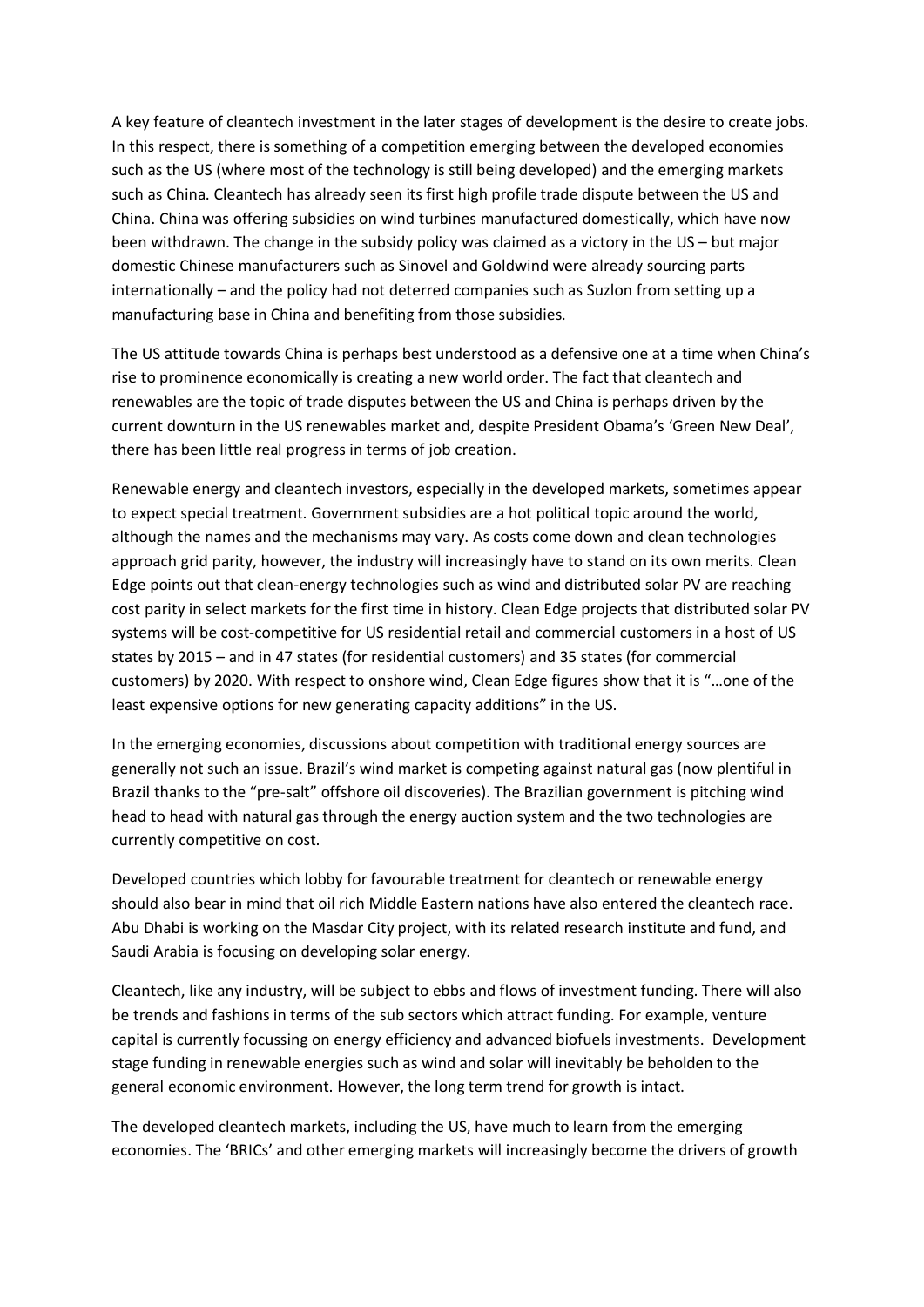A key feature of cleantech investment in the later stages of development is the desire to create jobs. In this respect, there is something of a competition emerging between the developed economies such as the US (where most of the technology is still being developed) and the emerging markets such as China. Cleantech has already seen its first high profile trade dispute between the US and China. China was offering subsidies on wind turbines manufactured domestically, which have now been withdrawn. The change in the subsidy policy was claimed as a victory in the US – but major domestic Chinese manufacturers such as Sinovel and Goldwind were already sourcing parts internationally – and the policy had not deterred companies such as Suzlon from setting up a manufacturing base in China and benefiting from those subsidies.

The US attitude towards China is perhaps best understood as a defensive one at a time when China's rise to prominence economically is creating a new world order. The fact that cleantech and renewables are the topic of trade disputes between the US and China is perhaps driven by the current downturn in the US renewables market and, despite President Obama's 'Green New Deal', there has been little real progress in terms of job creation.

Renewable energy and cleantech investors, especially in the developed markets, sometimes appear to expect special treatment. Government subsidies are a hot political topic around the world, although the names and the mechanisms may vary. As costs come down and clean technologies approach grid parity, however, the industry will increasingly have to stand on its own merits. Clean Edge points out that clean-energy technologies such as wind and distributed solar PV are reaching cost parity in select markets for the first time in history. Clean Edge projects that distributed solar PV systems will be cost-competitive for US residential retail and commercial customers in a host of US states by 2015 – and in 47 states (for residential customers) and 35 states (for commercial customers) by 2020. With respect to onshore wind, Clean Edge figures show that it is "…one of the least expensive options for new generating capacity additions" in the US.

In the emerging economies, discussions about competition with traditional energy sources are generally not such an issue. Brazil's wind market is competing against natural gas (now plentiful in Brazil thanks to the "pre-salt" offshore oil discoveries). The Brazilian government is pitching wind head to head with natural gas through the energy auction system and the two technologies are currently competitive on cost.

Developed countries which lobby for favourable treatment for cleantech or renewable energy should also bear in mind that oil rich Middle Eastern nations have also entered the cleantech race. Abu Dhabi is working on the Masdar City project, with its related research institute and fund, and Saudi Arabia is focusing on developing solar energy.

Cleantech, like any industry, will be subject to ebbs and flows of investment funding. There will also be trends and fashions in terms of the sub sectors which attract funding. For example, venture capital is currently focussing on energy efficiency and advanced biofuels investments. Development stage funding in renewable energies such as wind and solar will inevitably be beholden to the general economic environment. However, the long term trend for growth is intact.

The developed cleantech markets, including the US, have much to learn from the emerging economies. The 'BRICs' and other emerging markets will increasingly become the drivers of growth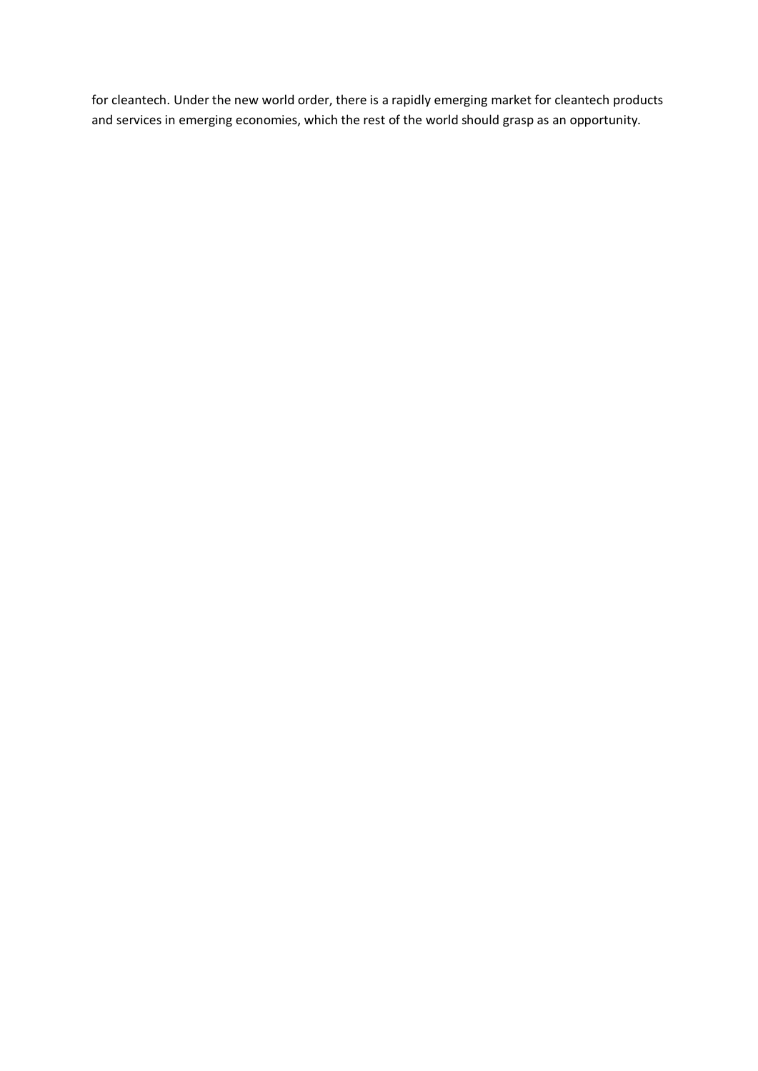for cleantech. Under the new world order, there is a rapidly emerging market for cleantech products and services in emerging economies, which the rest of the world should grasp as an opportunity.